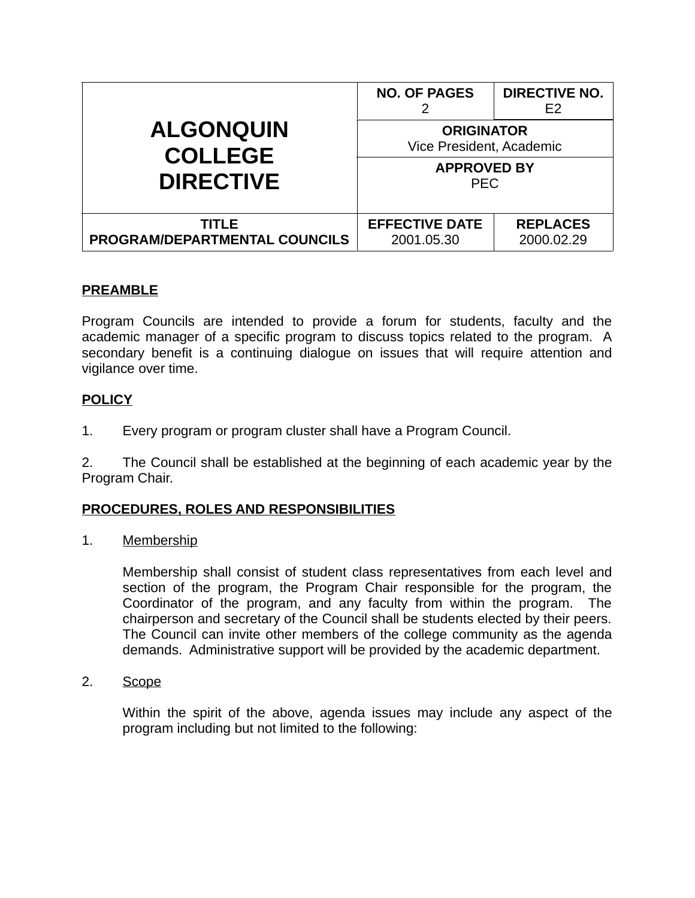| ALGONQUIN COLLEGE DIRECTIVE | NO. OF PAGES<br>2 | DIRECTIVE NO.<br>E2 |
|---|---|---|
| | ORIGINATOR<br>Vice President, Academic | |
| | APPROVED BY<br>PEC | |
| **TITLE**<br>**PROGRAM/DEPARTMENTAL COUNCILS** | **EFFECTIVE DATE**<br>2001.05.30 | **REPLACES**<br>2000.02.29 |

## PREAMBLE

Program Councils are intended to provide a forum for students, faculty and the academic manager of a specific program to discuss topics related to the program. A secondary benefit is a continuing dialogue on issues that will require attention and vigilance over time.

## POLICY

1. Every program or program cluster shall have a Program Council.

2. The Council shall be established at the beginning of each academic year by the Program Chair.

## PROCEDURES, ROLES AND RESPONSIBILITIES

1. Membership

   Membership shall consist of student class representatives from each level and section of the program, the Program Chair responsible for the program, the Coordinator of the program, and any faculty from within the program. The chairperson and secretary of the Council shall be students elected by their peers. The Council can invite other members of the college community as the agenda demands. Administrative support will be provided by the academic department.

2. Scope

   Within the spirit of the above, agenda issues may include any aspect of the program including but not limited to the following: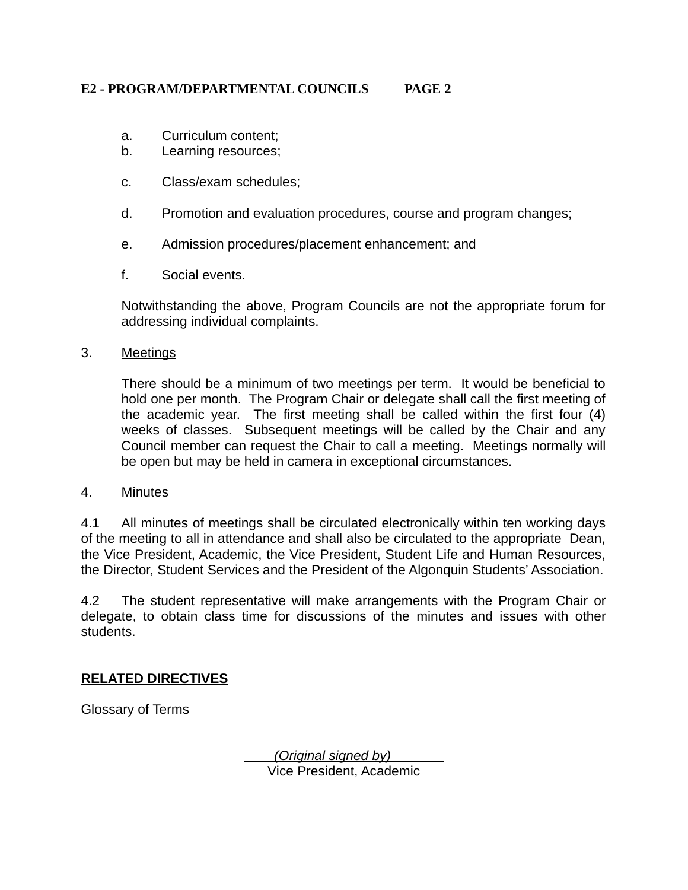a. Curriculum content;
b. Learning resources;

c. Class/exam schedules;

d. Promotion and evaluation procedures, course and program changes;

e. Admission procedures/placement enhancement; and

f. Social events.

Notwithstanding the above, Program Councils are not the appropriate forum for addressing individual complaints.

3. <u>Meetings</u>

There should be a minimum of two meetings per term. It would be beneficial to hold one per month. The Program Chair or delegate shall call the first meeting of the academic year. The first meeting shall be called within the first four (4) weeks of classes. Subsequent meetings will be called by the Chair and any Council member can request the Chair to call a meeting. Meetings normally will be open but may be held in camera in exceptional circumstances.

4. <u>Minutes</u>

4.1 All minutes of meetings shall be circulated electronically within ten working days of the meeting to all in attendance and shall also be circulated to the appropriate Dean, the Vice President, Academic, the Vice President, Student Life and Human Resources, the Director, Student Services and the President of the Algonquin Students' Association.

4.2 The student representative will make arrangements with the Program Chair or delegate, to obtain class time for discussions of the minutes and issues with other students.

## RELATED DIRECTIVES

Glossary of Terms

*(Original signed by)*
Vice President, Academic